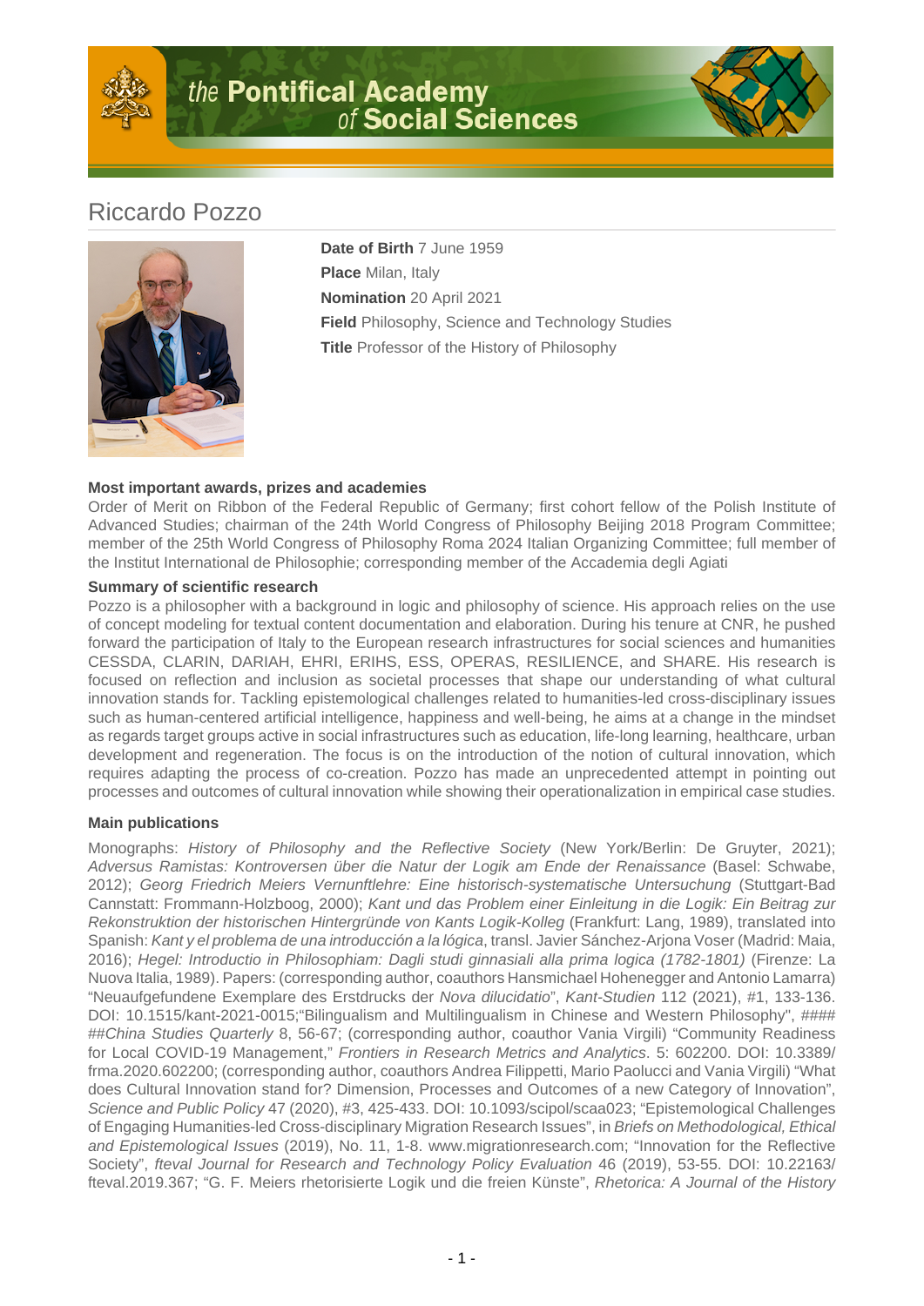# Riccardo Pozzo

**Date of Birth** 7 June 1959
**Place** Milan, Italy
**Nomination** 20 April 2021
**Field** Philosophy, Science and Technology Studies
**Title** Professor of the History of Philosophy

### Most important awards, prizes and academies

Order of Merit on Ribbon of the Federal Republic of Germany; first cohort fellow of the Polish Institute of Advanced Studies; chairman of the 24th World Congress of Philosophy Beijing 2018 Program Committee; member of the 25th World Congress of Philosophy Roma 2024 Italian Organizing Committee; full member of the Institut International de Philosophie; corresponding member of the Accademia degli Agiati

### Summary of scientific research

Pozzo is a philosopher with a background in logic and philosophy of science. His approach relies on the use of concept modeling for textual content documentation and elaboration. During his tenure at CNR, he pushed forward the participation of Italy to the European research infrastructures for social sciences and humanities CESSDA, CLARIN, DARIAH, EHRI, ERIHS, ESS, OPERAS, RESILIENCE, and SHARE. His research is focused on reflection and inclusion as societal processes that shape our understanding of what cultural innovation stands for. Tackling epistemological challenges related to humanities-led cross-disciplinary issues such as human-centered artificial intelligence, happiness and well-being, he aims at a change in the mindset as regards target groups active in social infrastructures such as education, life-long learning, healthcare, urban development and regeneration. The focus is on the introduction of the notion of cultural innovation, which requires adapting the process of co-creation. Pozzo has made an unprecedented attempt in pointing out processes and outcomes of cultural innovation while showing their operationalization in empirical case studies.

### Main publications

Monographs: *History of Philosophy and the Reflective Society* (New York/Berlin: De Gruyter, 2021); *Adversus Ramistas: Kontroversen über die Natur der Logik am Ende der Renaissance* (Basel: Schwabe, 2012); *Georg Friedrich Meiers Vernunftlehre: Eine historisch-systematische Untersuchung* (Stuttgart-Bad Cannstatt: Frommann-Holzboog, 2000); *Kant und das Problem einer Einleitung in die Logik: Ein Beitrag zur Rekonstruktion der historischen Hintergründe von Kants Logik-Kolleg* (Frankfurt: Lang, 1989), translated into Spanish: *Kant y el problema de una introducción a la lógica*, transl. Javier Sánchez-Arjona Voser (Madrid: Maia, 2016); *Hegel: Introductio in Philosophiam: Dagli studi ginnasiali alla prima logica (1782-1801)* (Firenze: La Nuova Italia, 1989). Papers: (corresponding author, coauthors Hansmichael Hohenegger and Antonio Lamarra) "Neuaufgefundene Exemplare des Erstdrucks der *Nova dilucidatio*", *Kant-Studien* 112 (2021), #1, 133-136. DOI: 10.1515/kant-2021-0015;"Bilingualism and Multilingualism in Chinese and Western Philosophy", #### ##*China Studies Quarterly* 8, 56-67; (corresponding author, coauthor Vania Virgili) "Community Readiness for Local COVID-19 Management," *Frontiers in Research Metrics and Analytics*. 5: 602200. DOI: 10.3389/frma.2020.602200; (corresponding author, coauthors Andrea Filippetti, Mario Paolucci and Vania Virgili) "What does Cultural Innovation stand for? Dimension, Processes and Outcomes of a new Category of Innovation", *Science and Public Policy* 47 (2020), #3, 425-433. DOI: 10.1093/scipol/scaa023; "Epistemological Challenges of Engaging Humanities-led Cross-disciplinary Migration Research Issues", in *Briefs on Methodological, Ethical and Epistemological Issues* (2019), No. 11, 1-8. www.migrationresearch.com; "Innovation for the Reflective Society", *fteval Journal for Research and Technology Policy Evaluation* 46 (2019), 53-55. DOI: 10.22163/fteval.2019.367; "G. F. Meiers rhetorisierte Logik und die freien Künste", *Rhetorica: A Journal of the History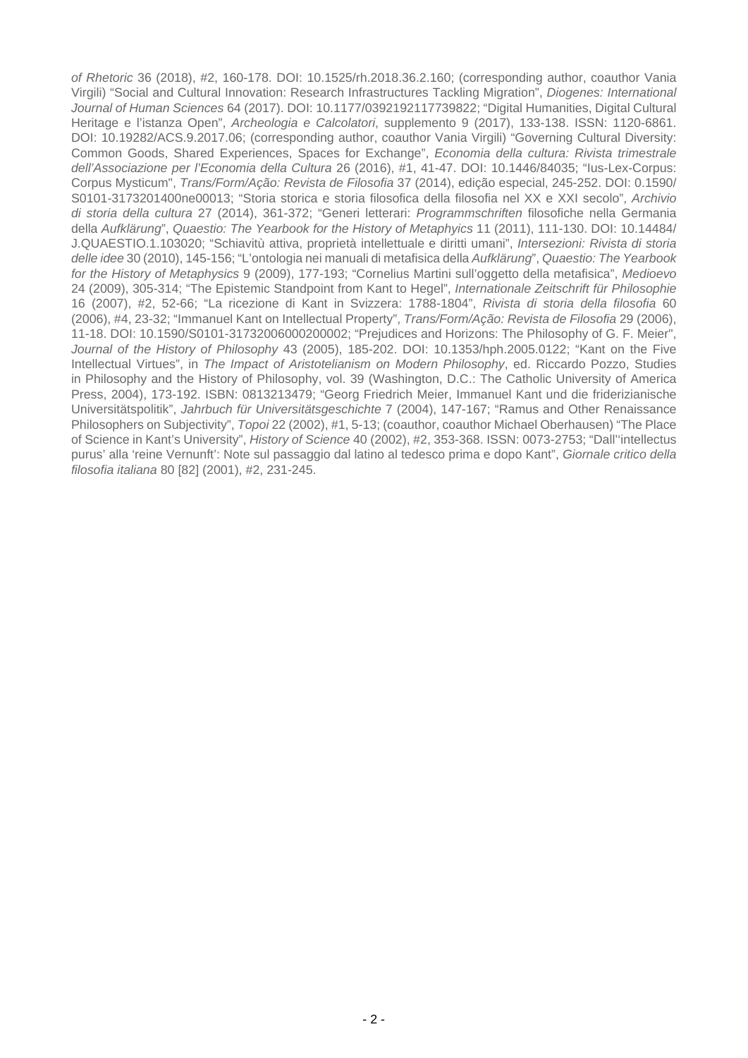*of Rhetoric* 36 (2018), #2, 160-178. DOI: 10.1525/rh.2018.36.2.160; (corresponding author, coauthor Vania Virgili) "Social and Cultural Innovation: Research Infrastructures Tackling Migration", *Diogenes: International Journal of Human Sciences* 64 (2017). DOI: 10.1177/0392192117739822; "Digital Humanities, Digital Cultural Heritage e l'istanza Open", *Archeologia e Calcolatori*, supplemento 9 (2017), 133-138. ISSN: 1120-6861. DOI: 10.19282/ACS.9.2017.06; (corresponding author, coauthor Vania Virgili) "Governing Cultural Diversity: Common Goods, Shared Experiences, Spaces for Exchange", *Economia della cultura: Rivista trimestrale dell'Associazione per l'Economia della Cultura* 26 (2016), #1, 41-47. DOI: 10.1446/84035; "Ius-Lex-Corpus: Corpus Mysticum", *Trans/Form/Ação: Revista de Filosofia* 37 (2014), edição especial, 245-252. DOI: 0.1590/ S0101-3173201400ne00013; "Storia storica e storia filosofica della filosofia nel XX e XXI secolo", *Archivio di storia della cultura* 27 (2014), 361-372; "Generi letterari: *Programmschriften* filosofiche nella Germania della *Aufklärung*", *Quaestio: The Yearbook for the History of Metaphyics* 11 (2011), 111-130. DOI: 10.14484/ J.QUAESTIO.1.103020; "Schiavitù attiva, proprietà intellettuale e diritti umani", *Intersezioni: Rivista di storia delle idee* 30 (2010), 145-156; "L'ontologia nei manuali di metafisica della *Aufklärung*", *Quaestio: The Yearbook for the History of Metaphysics* 9 (2009), 177-193; "Cornelius Martini sull'oggetto della metafisica", *Medioevo* 24 (2009), 305-314; "The Epistemic Standpoint from Kant to Hegel", *Internationale Zeitschrift für Philosophie* 16 (2007), #2, 52-66; "La ricezione di Kant in Svizzera: 1788-1804", *Rivista di storia della filosofia* 60 (2006), #4, 23-32; "Immanuel Kant on Intellectual Property", *Trans/Form/Ação: Revista de Filosofia* 29 (2006), 11-18. DOI: 10.1590/S0101-31732006000200002; "Prejudices and Horizons: The Philosophy of G. F. Meier", *Journal of the History of Philosophy* 43 (2005), 185-202. DOI: 10.1353/hph.2005.0122; "Kant on the Five Intellectual Virtues", in *The Impact of Aristotelianism on Modern Philosophy*, ed. Riccardo Pozzo, Studies in Philosophy and the History of Philosophy, vol. 39 (Washington, D.C.: The Catholic University of America Press, 2004), 173-192. ISBN: 0813213479; "Georg Friedrich Meier, Immanuel Kant und die friderizianische Universitätspolitik", *Jahrbuch für Universitätsgeschichte* 7 (2004), 147-167; "Ramus and Other Renaissance Philosophers on Subjectivity", *Topoi* 22 (2002), #1, 5-13; (coauthor, coauthor Michael Oberhausen) "The Place of Science in Kant's University", *History of Science* 40 (2002), #2, 353-368. ISSN: 0073-2753; "Dall''intellectus purus' alla 'reine Vernunft': Note sul passaggio dal latino al tedesco prima e dopo Kant", *Giornale critico della filosofia italiana* 80 [82] (2001), #2, 231-245.